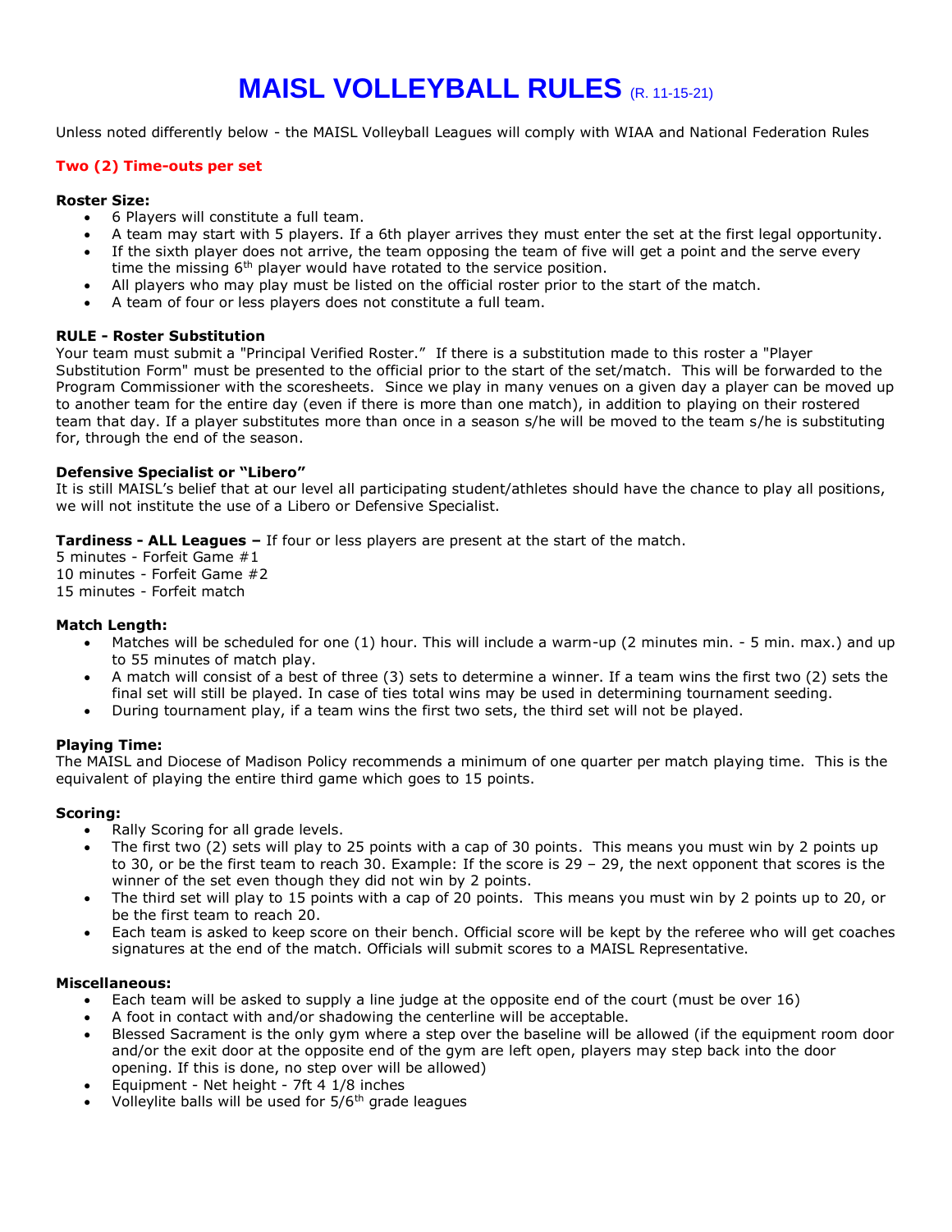# MAISL VOLLEYBALL RULES (R. 11-15-21)

Unless noted differently below - the MAISL Volleyball Leagues will comply with WIAA and National Federation Rules

**Two (2) Time-outs per set**

**Roster Size:**

- 6 Players will constitute a full team.
- A team may start with 5 players. If a 6th player arrives they must enter the set at the first legal opportunity.
- If the sixth player does not arrive, the team opposing the team of five will get a point and the serve every time the missing 6th player would have rotated to the service position.
- All players who may play must be listed on the official roster prior to the start of the match.
- A team of four or less players does not constitute a full team.

**RULE - Roster Substitution**

Your team must submit a "Principal Verified Roster." If there is a substitution made to this roster a "Player Substitution Form" must be presented to the official prior to the start of the set/match. This will be forwarded to the Program Commissioner with the scoresheets. Since we play in many venues on a given day a player can be moved up to another team for the entire day (even if there is more than one match), in addition to playing on their rostered team that day. If a player substitutes more than once in a season s/he will be moved to the team s/he is substituting for, through the end of the season.

**Defensive Specialist or "Libero"**

It is still MAISL's belief that at our level all participating student/athletes should have the chance to play all positions, we will not institute the use of a Libero or Defensive Specialist.

**Tardiness - ALL Leagues –** If four or less players are present at the start of the match.

5 minutes - Forfeit Game #1
10 minutes - Forfeit Game #2
15 minutes - Forfeit match

**Match Length:**

- Matches will be scheduled for one (1) hour. This will include a warm-up (2 minutes min. - 5 min. max.) and up to 55 minutes of match play.
- A match will consist of a best of three (3) sets to determine a winner. If a team wins the first two (2) sets the final set will still be played. In case of ties total wins may be used in determining tournament seeding.
- During tournament play, if a team wins the first two sets, the third set will not be played.

**Playing Time:**

The MAISL and Diocese of Madison Policy recommends a minimum of one quarter per match playing time. This is the equivalent of playing the entire third game which goes to 15 points.

**Scoring:**

- Rally Scoring for all grade levels.
- The first two (2) sets will play to 25 points with a cap of 30 points. This means you must win by 2 points up to 30, or be the first team to reach 30. Example: If the score is 29 – 29, the next opponent that scores is the winner of the set even though they did not win by 2 points.
- The third set will play to 15 points with a cap of 20 points. This means you must win by 2 points up to 20, or be the first team to reach 20.
- Each team is asked to keep score on their bench. Official score will be kept by the referee who will get coaches signatures at the end of the match. Officials will submit scores to a MAISL Representative.

**Miscellaneous:**

- Each team will be asked to supply a line judge at the opposite end of the court (must be over 16)
- A foot in contact with and/or shadowing the centerline will be acceptable.
- Blessed Sacrament is the only gym where a step over the baseline will be allowed (if the equipment room door and/or the exit door at the opposite end of the gym are left open, players may step back into the door opening. If this is done, no step over will be allowed)
- Equipment - Net height - 7ft 4 1/8 inches
- Volleylite balls will be used for 5/6th grade leagues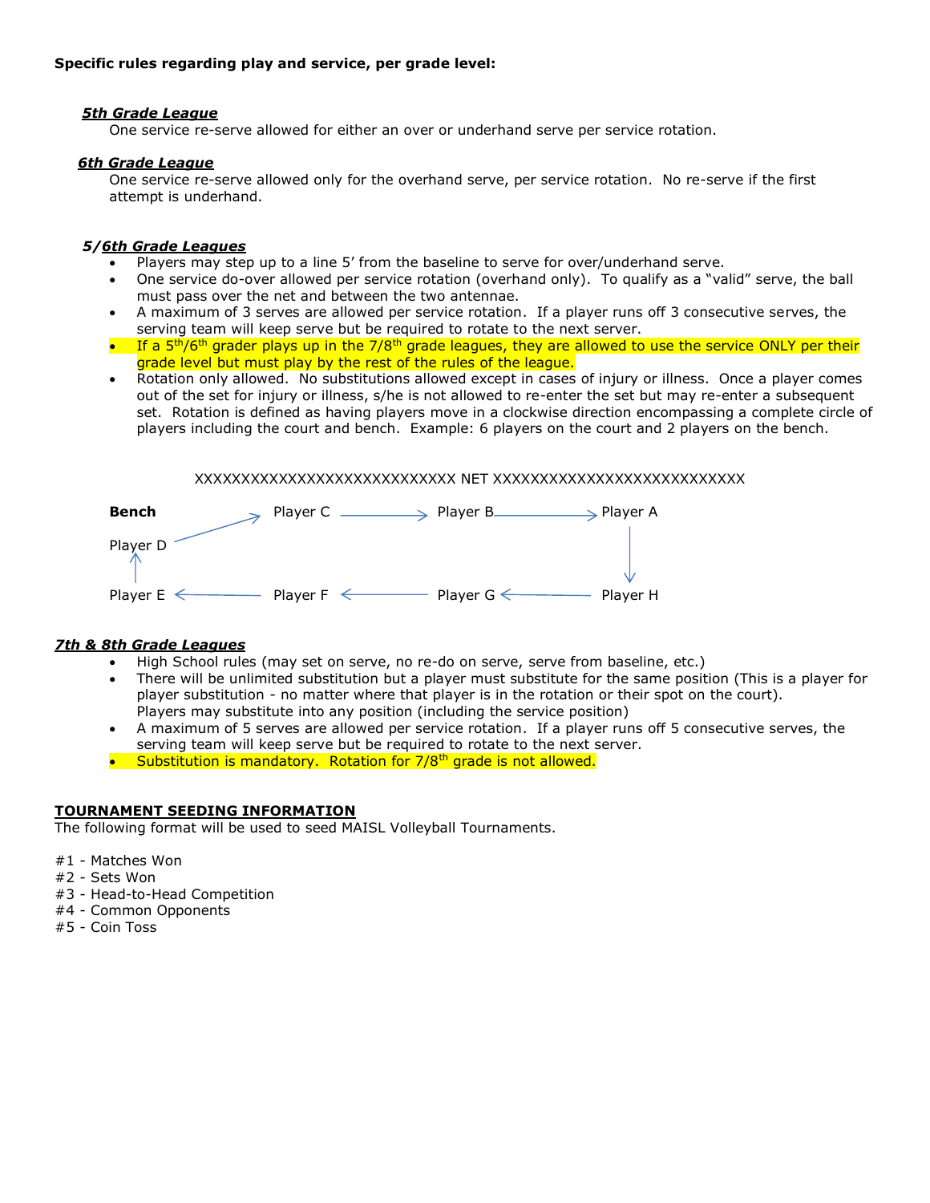**Specific rules regarding play and service, per grade level:**

***5th Grade League***

One service re-serve allowed for either an over or underhand serve per service rotation.

***6th Grade League***

One service re-serve allowed only for the overhand serve, per service rotation. No re-serve if the first attempt is underhand.

***5/6th Grade Leagues***

- Players may step up to a line 5' from the baseline to serve for over/underhand serve.
- One service do-over allowed per service rotation (overhand only). To qualify as a "valid" serve, the ball must pass over the net and between the two antennae.
- A maximum of 3 serves are allowed per service rotation. If a player runs off 3 consecutive serves, the serving team will keep serve but be required to rotate to the next server.
- If a 5th/6th grader plays up in the 7/8th grade leagues, they are allowed to use the service ONLY per their grade level but must play by the rest of the rules of the league.
- Rotation only allowed. No substitutions allowed except in cases of injury or illness. Once a player comes out of the set for injury or illness, s/he is not allowed to re-enter the set but may re-enter a subsequent set. Rotation is defined as having players move in a clockwise direction encompassing a complete circle of players including the court and bench. Example: 6 players on the court and 2 players on the bench.

XXXXXXXXXXXXXXXXXXXXXXXXXXXX NET XXXXXXXXXXXXXXXXXXXXXXXXXXX

Bench

Player D → Player C → Player B → Player A

Player A ↓ Player H

Player H → Player G → Player F → Player E

Player E ↑ Player D

***7th & 8th Grade Leagues***

- High School rules (may set on serve, no re-do on serve, serve from baseline, etc.)
- There will be unlimited substitution but a player must substitute for the same position (This is a player for player substitution - no matter where that player is in the rotation or their spot on the court). Players may substitute into any position (including the service position)
- A maximum of 5 serves are allowed per service rotation. If a player runs off 5 consecutive serves, the serving team will keep serve but be required to rotate to the next server.
- Substitution is mandatory. Rotation for 7/8th grade is not allowed.

**TOURNAMENT SEEDING INFORMATION**

The following format will be used to seed MAISL Volleyball Tournaments.

#1 - Matches Won
#2 - Sets Won
#3 - Head-to-Head Competition
#4 - Common Opponents
#5 - Coin Toss